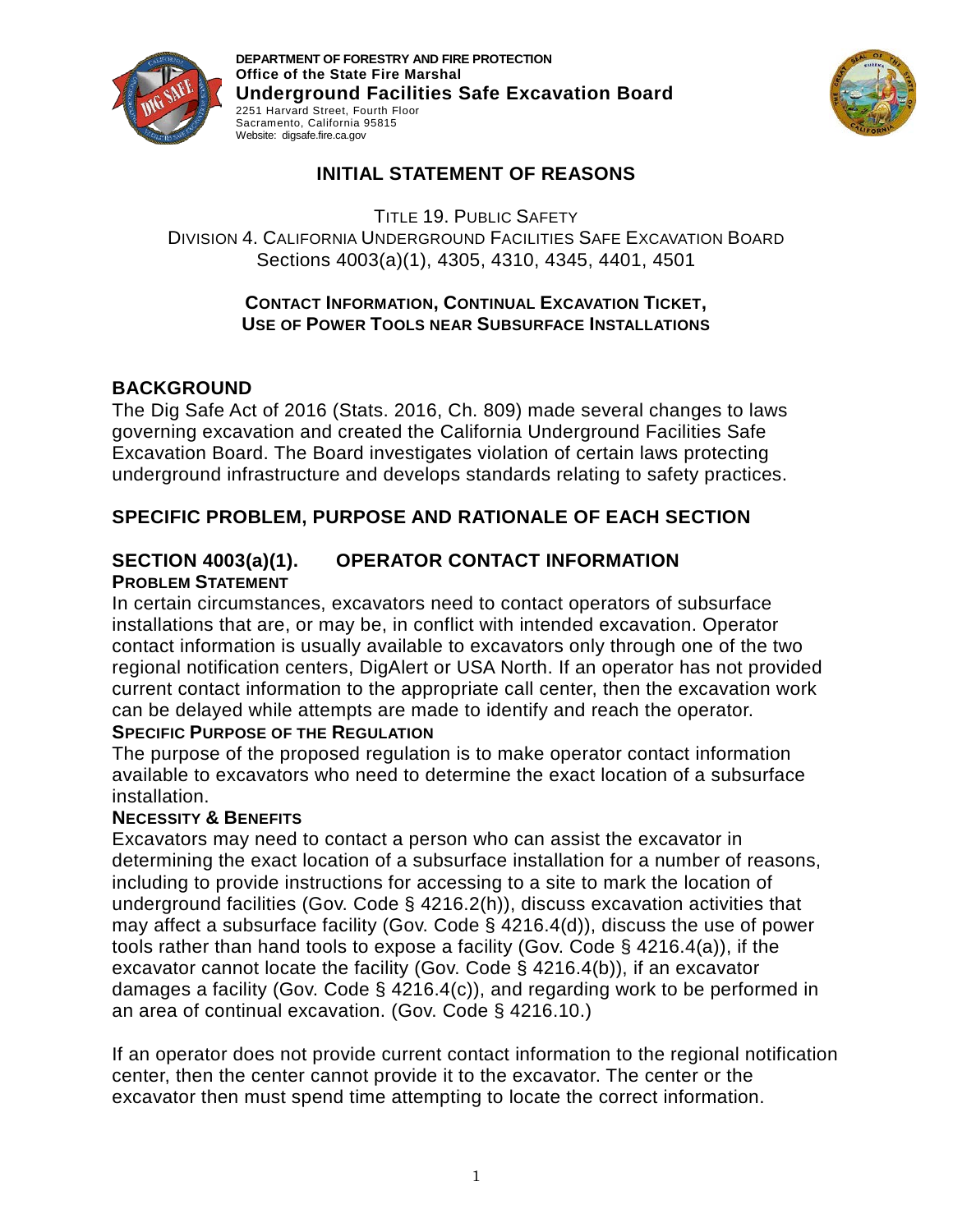DEPARTMENT OF FORESTRY AND FIRE PROTECTION
**Office of the State Fire Marshal**
**Underground Facilities Safe Excavation Board**
2251 Harvard Street, Fourth Floor
Sacramento, California 95815
Website: digsafe.fire.ca.gov

# INITIAL STATEMENT OF REASONS

TITLE 19. PUBLIC SAFETY
DIVISION 4. CALIFORNIA UNDERGROUND FACILITIES SAFE EXCAVATION BOARD
Sections 4003(a)(1), 4305, 4310, 4345, 4401, 4501

**CONTACT INFORMATION, CONTINUAL EXCAVATION TICKET, USE OF POWER TOOLS NEAR SUBSURFACE INSTALLATIONS**

## BACKGROUND

The Dig Safe Act of 2016 (Stats. 2016, Ch. 809) made several changes to laws governing excavation and created the California Underground Facilities Safe Excavation Board. The Board investigates violation of certain laws protecting underground infrastructure and develops standards relating to safety practices.

## SPECIFIC PROBLEM, PURPOSE AND RATIONALE OF EACH SECTION

### SECTION 4003(a)(1). OPERATOR CONTACT INFORMATION

**PROBLEM STATEMENT**

In certain circumstances, excavators need to contact operators of subsurface installations that are, or may be, in conflict with intended excavation. Operator contact information is usually available to excavators only through one of the two regional notification centers, DigAlert or USA North. If an operator has not provided current contact information to the appropriate call center, then the excavation work can be delayed while attempts are made to identify and reach the operator.

**SPECIFIC PURPOSE OF THE REGULATION**

The purpose of the proposed regulation is to make operator contact information available to excavators who need to determine the exact location of a subsurface installation.

**NECESSITY & BENEFITS**

Excavators may need to contact a person who can assist the excavator in determining the exact location of a subsurface installation for a number of reasons, including to provide instructions for accessing to a site to mark the location of underground facilities (Gov. Code § 4216.2(h)), discuss excavation activities that may affect a subsurface facility (Gov. Code § 4216.4(d)), discuss the use of power tools rather than hand tools to expose a facility (Gov. Code § 4216.4(a)), if the excavator cannot locate the facility (Gov. Code § 4216.4(b)), if an excavator damages a facility (Gov. Code § 4216.4(c)), and regarding work to be performed in an area of continual excavation. (Gov. Code § 4216.10.)

If an operator does not provide current contact information to the regional notification center, then the center cannot provide it to the excavator. The center or the excavator then must spend time attempting to locate the correct information.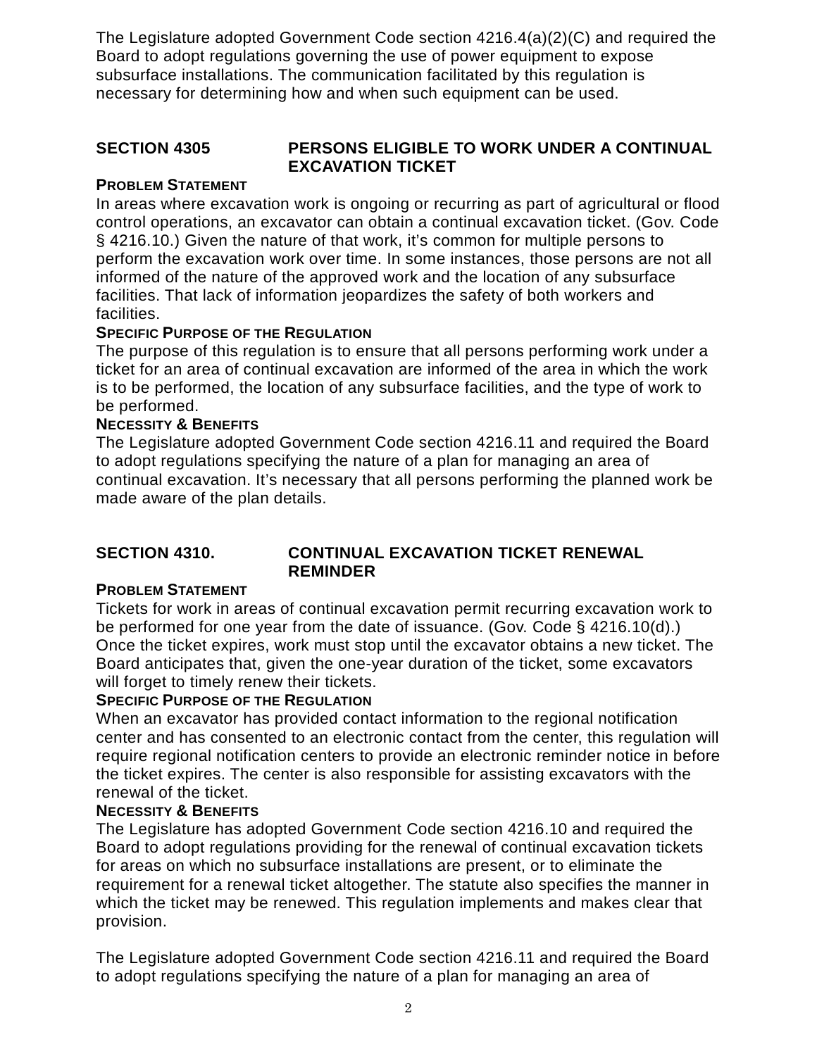The Legislature adopted Government Code section 4216.4(a)(2)(C) and required the Board to adopt regulations governing the use of power equipment to expose subsurface installations. The communication facilitated by this regulation is necessary for determining how and when such equipment can be used.

## SECTION 4305 PERSONS ELIGIBLE TO WORK UNDER A CONTINUAL EXCAVATION TICKET

**PROBLEM STATEMENT**

In areas where excavation work is ongoing or recurring as part of agricultural or flood control operations, an excavator can obtain a continual excavation ticket. (Gov. Code § 4216.10.) Given the nature of that work, it's common for multiple persons to perform the excavation work over time. In some instances, those persons are not all informed of the nature of the approved work and the location of any subsurface facilities. That lack of information jeopardizes the safety of both workers and facilities.

**SPECIFIC PURPOSE OF THE REGULATION**

The purpose of this regulation is to ensure that all persons performing work under a ticket for an area of continual excavation are informed of the area in which the work is to be performed, the location of any subsurface facilities, and the type of work to be performed.

**NECESSITY & BENEFITS**

The Legislature adopted Government Code section 4216.11 and required the Board to adopt regulations specifying the nature of a plan for managing an area of continual excavation. It's necessary that all persons performing the planned work be made aware of the plan details.

## SECTION 4310. CONTINUAL EXCAVATION TICKET RENEWAL REMINDER

**PROBLEM STATEMENT**

Tickets for work in areas of continual excavation permit recurring excavation work to be performed for one year from the date of issuance. (Gov. Code § 4216.10(d).) Once the ticket expires, work must stop until the excavator obtains a new ticket. The Board anticipates that, given the one-year duration of the ticket, some excavators will forget to timely renew their tickets.

**SPECIFIC PURPOSE OF THE REGULATION**

When an excavator has provided contact information to the regional notification center and has consented to an electronic contact from the center, this regulation will require regional notification centers to provide an electronic reminder notice in before the ticket expires. The center is also responsible for assisting excavators with the renewal of the ticket.

**NECESSITY & BENEFITS**

The Legislature has adopted Government Code section 4216.10 and required the Board to adopt regulations providing for the renewal of continual excavation tickets for areas on which no subsurface installations are present, or to eliminate the requirement for a renewal ticket altogether. The statute also specifies the manner in which the ticket may be renewed. This regulation implements and makes clear that provision.

The Legislature adopted Government Code section 4216.11 and required the Board to adopt regulations specifying the nature of a plan for managing an area of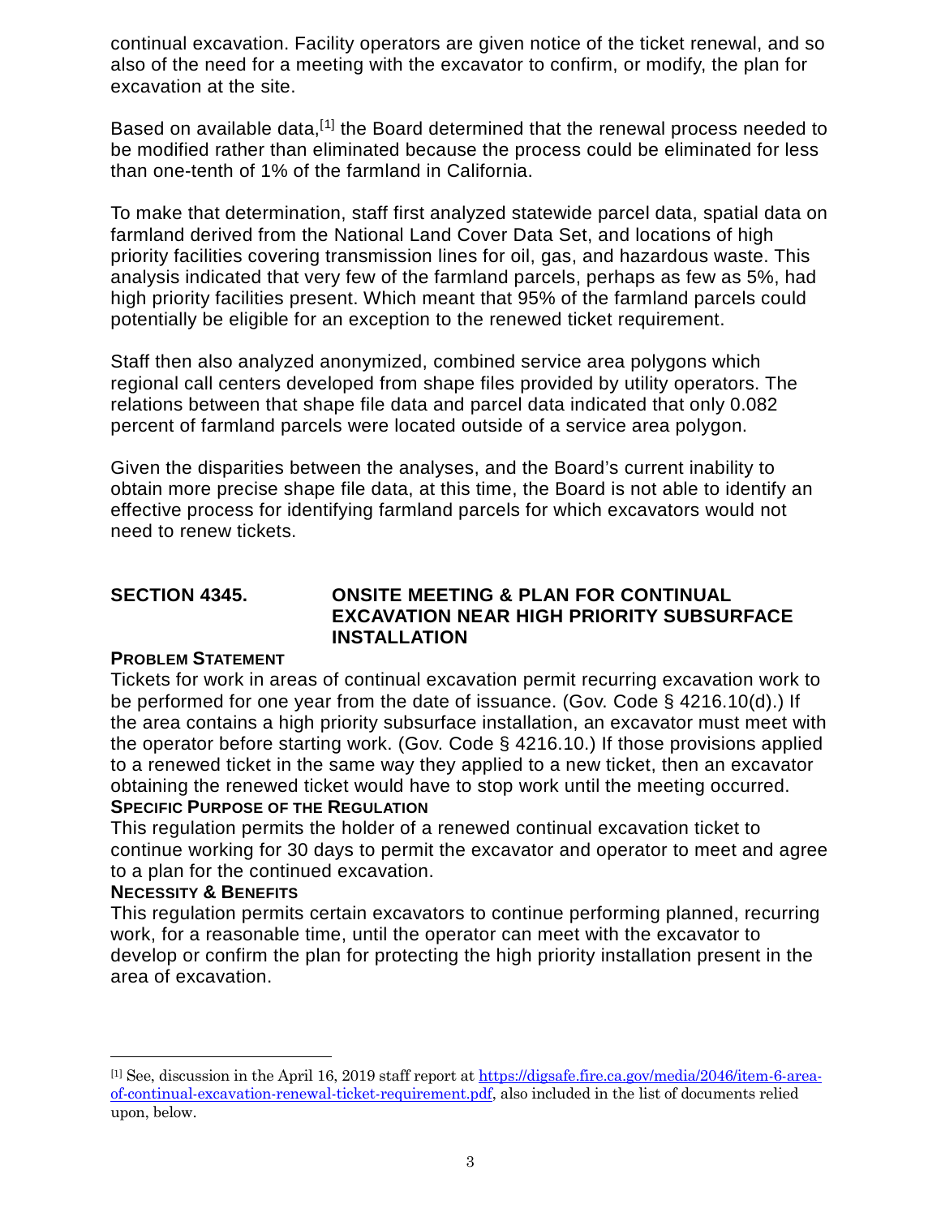continual excavation. Facility operators are given notice of the ticket renewal, and so also of the need for a meeting with the excavator to confirm, or modify, the plan for excavation at the site.

Based on available data,[1] the Board determined that the renewal process needed to be modified rather than eliminated because the process could be eliminated for less than one-tenth of 1% of the farmland in California.

To make that determination, staff first analyzed statewide parcel data, spatial data on farmland derived from the National Land Cover Data Set, and locations of high priority facilities covering transmission lines for oil, gas, and hazardous waste. This analysis indicated that very few of the farmland parcels, perhaps as few as 5%, had high priority facilities present. Which meant that 95% of the farmland parcels could potentially be eligible for an exception to the renewed ticket requirement.

Staff then also analyzed anonymized, combined service area polygons which regional call centers developed from shape files provided by utility operators. The relations between that shape file data and parcel data indicated that only 0.082 percent of farmland parcels were located outside of a service area polygon.

Given the disparities between the analyses, and the Board's current inability to obtain more precise shape file data, at this time, the Board is not able to identify an effective process for identifying farmland parcels for which excavators would not need to renew tickets.

## SECTION 4345. ONSITE MEETING & PLAN FOR CONTINUAL EXCAVATION NEAR HIGH PRIORITY SUBSURFACE INSTALLATION

**PROBLEM STATEMENT**

Tickets for work in areas of continual excavation permit recurring excavation work to be performed for one year from the date of issuance. (Gov. Code § 4216.10(d).) If the area contains a high priority subsurface installation, an excavator must meet with the operator before starting work. (Gov. Code § 4216.10.) If those provisions applied to a renewed ticket in the same way they applied to a new ticket, then an excavator obtaining the renewed ticket would have to stop work until the meeting occurred.

**SPECIFIC PURPOSE OF THE REGULATION**

This regulation permits the holder of a renewed continual excavation ticket to continue working for 30 days to permit the excavator and operator to meet and agree to a plan for the continued excavation.

**NECESSITY & BENEFITS**

This regulation permits certain excavators to continue performing planned, recurring work, for a reasonable time, until the operator can meet with the excavator to develop or confirm the plan for protecting the high priority installation present in the area of excavation.

---

[1] See, discussion in the April 16, 2019 staff report at https://digsafe.fire.ca.gov/media/2046/item-6-area-of-continual-excavation-renewal-ticket-requirement.pdf, also included in the list of documents relied upon, below.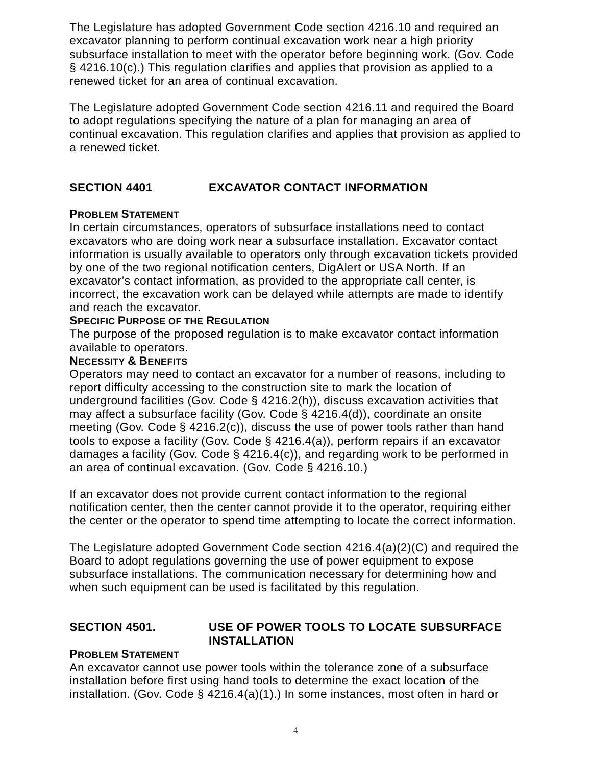The Legislature has adopted Government Code section 4216.10 and required an excavator planning to perform continual excavation work near a high priority subsurface installation to meet with the operator before beginning work. (Gov. Code § 4216.10(c).) This regulation clarifies and applies that provision as applied to a renewed ticket for an area of continual excavation.

The Legislature adopted Government Code section 4216.11 and required the Board to adopt regulations specifying the nature of a plan for managing an area of continual excavation. This regulation clarifies and applies that provision as applied to a renewed ticket.

## SECTION 4401 EXCAVATOR CONTACT INFORMATION

**PROBLEM STATEMENT**

In certain circumstances, operators of subsurface installations need to contact excavators who are doing work near a subsurface installation. Excavator contact information is usually available to operators only through excavation tickets provided by one of the two regional notification centers, DigAlert or USA North. If an excavator's contact information, as provided to the appropriate call center, is incorrect, the excavation work can be delayed while attempts are made to identify and reach the excavator.

**SPECIFIC PURPOSE OF THE REGULATION**

The purpose of the proposed regulation is to make excavator contact information available to operators.

**NECESSITY & BENEFITS**

Operators may need to contact an excavator for a number of reasons, including to report difficulty accessing to the construction site to mark the location of underground facilities (Gov. Code § 4216.2(h)), discuss excavation activities that may affect a subsurface facility (Gov. Code § 4216.4(d)), coordinate an onsite meeting (Gov. Code § 4216.2(c)), discuss the use of power tools rather than hand tools to expose a facility (Gov. Code § 4216.4(a)), perform repairs if an excavator damages a facility (Gov. Code § 4216.4(c)), and regarding work to be performed in an area of continual excavation. (Gov. Code § 4216.10.)

If an excavator does not provide current contact information to the regional notification center, then the center cannot provide it to the operator, requiring either the center or the operator to spend time attempting to locate the correct information.

The Legislature adopted Government Code section 4216.4(a)(2)(C) and required the Board to adopt regulations governing the use of power equipment to expose subsurface installations. The communication necessary for determining how and when such equipment can be used is facilitated by this regulation.

## SECTION 4501. USE OF POWER TOOLS TO LOCATE SUBSURFACE INSTALLATION

**PROBLEM STATEMENT**

An excavator cannot use power tools within the tolerance zone of a subsurface installation before first using hand tools to determine the exact location of the installation. (Gov. Code § 4216.4(a)(1).) In some instances, most often in hard or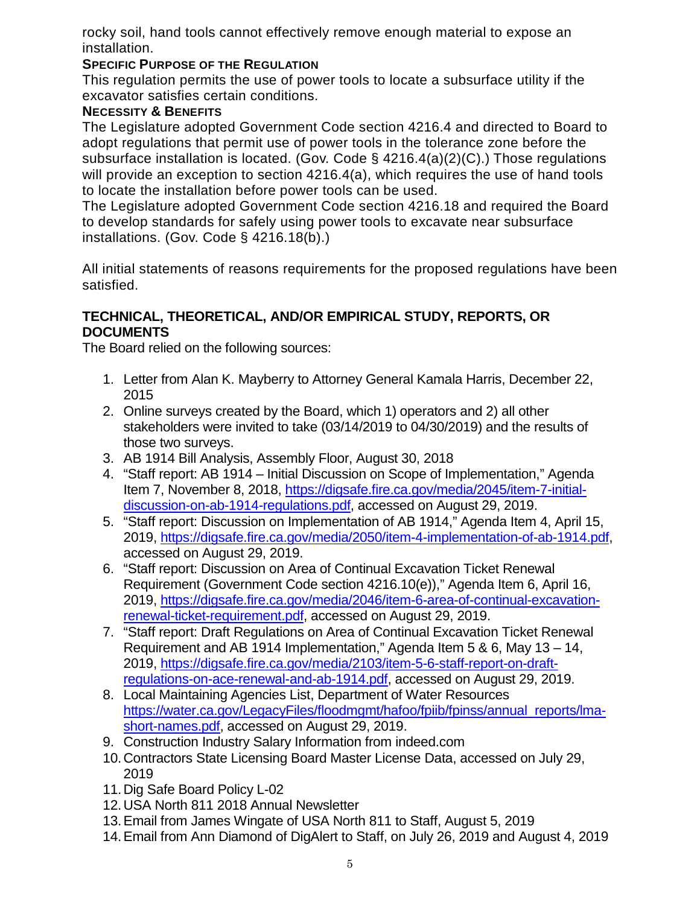rocky soil, hand tools cannot effectively remove enough material to expose an installation.

**SPECIFIC PURPOSE OF THE REGULATION**

This regulation permits the use of power tools to locate a subsurface utility if the excavator satisfies certain conditions.

**NECESSITY & BENEFITS**

The Legislature adopted Government Code section 4216.4 and directed to Board to adopt regulations that permit use of power tools in the tolerance zone before the subsurface installation is located. (Gov. Code § 4216.4(a)(2)(C).) Those regulations will provide an exception to section 4216.4(a), which requires the use of hand tools to locate the installation before power tools can be used.

The Legislature adopted Government Code section 4216.18 and required the Board to develop standards for safely using power tools to excavate near subsurface installations. (Gov. Code § 4216.18(b).)

All initial statements of reasons requirements for the proposed regulations have been satisfied.

## TECHNICAL, THEORETICAL, AND/OR EMPIRICAL STUDY, REPORTS, OR DOCUMENTS

The Board relied on the following sources:

1. Letter from Alan K. Mayberry to Attorney General Kamala Harris, December 22, 2015
2. Online surveys created by the Board, which 1) operators and 2) all other stakeholders were invited to take (03/14/2019 to 04/30/2019) and the results of those two surveys.
3. AB 1914 Bill Analysis, Assembly Floor, August 30, 2018
4. "Staff report: AB 1914 – Initial Discussion on Scope of Implementation," Agenda Item 7, November 8, 2018, https://digsafe.fire.ca.gov/media/2045/item-7-initial-discussion-on-ab-1914-regulations.pdf, accessed on August 29, 2019.
5. "Staff report: Discussion on Implementation of AB 1914," Agenda Item 4, April 15, 2019, https://digsafe.fire.ca.gov/media/2050/item-4-implementation-of-ab-1914.pdf, accessed on August 29, 2019.
6. "Staff report: Discussion on Area of Continual Excavation Ticket Renewal Requirement (Government Code section 4216.10(e))," Agenda Item 6, April 16, 2019, https://digsafe.fire.ca.gov/media/2046/item-6-area-of-continual-excavation-renewal-ticket-requirement.pdf, accessed on August 29, 2019.
7. "Staff report: Draft Regulations on Area of Continual Excavation Ticket Renewal Requirement and AB 1914 Implementation," Agenda Item 5 & 6, May 13 – 14, 2019, https://digsafe.fire.ca.gov/media/2103/item-5-6-staff-report-on-draft-regulations-on-ace-renewal-and-ab-1914.pdf, accessed on August 29, 2019.
8. Local Maintaining Agencies List, Department of Water Resources https://water.ca.gov/LegacyFiles/floodmgmt/hafoo/fpiib/fpinss/annual_reports/lma-short-names.pdf, accessed on August 29, 2019.
9. Construction Industry Salary Information from indeed.com
10. Contractors State Licensing Board Master License Data, accessed on July 29, 2019
11. Dig Safe Board Policy L-02
12. USA North 811 2018 Annual Newsletter
13. Email from James Wingate of USA North 811 to Staff, August 5, 2019
14. Email from Ann Diamond of DigAlert to Staff, on July 26, 2019 and August 4, 2019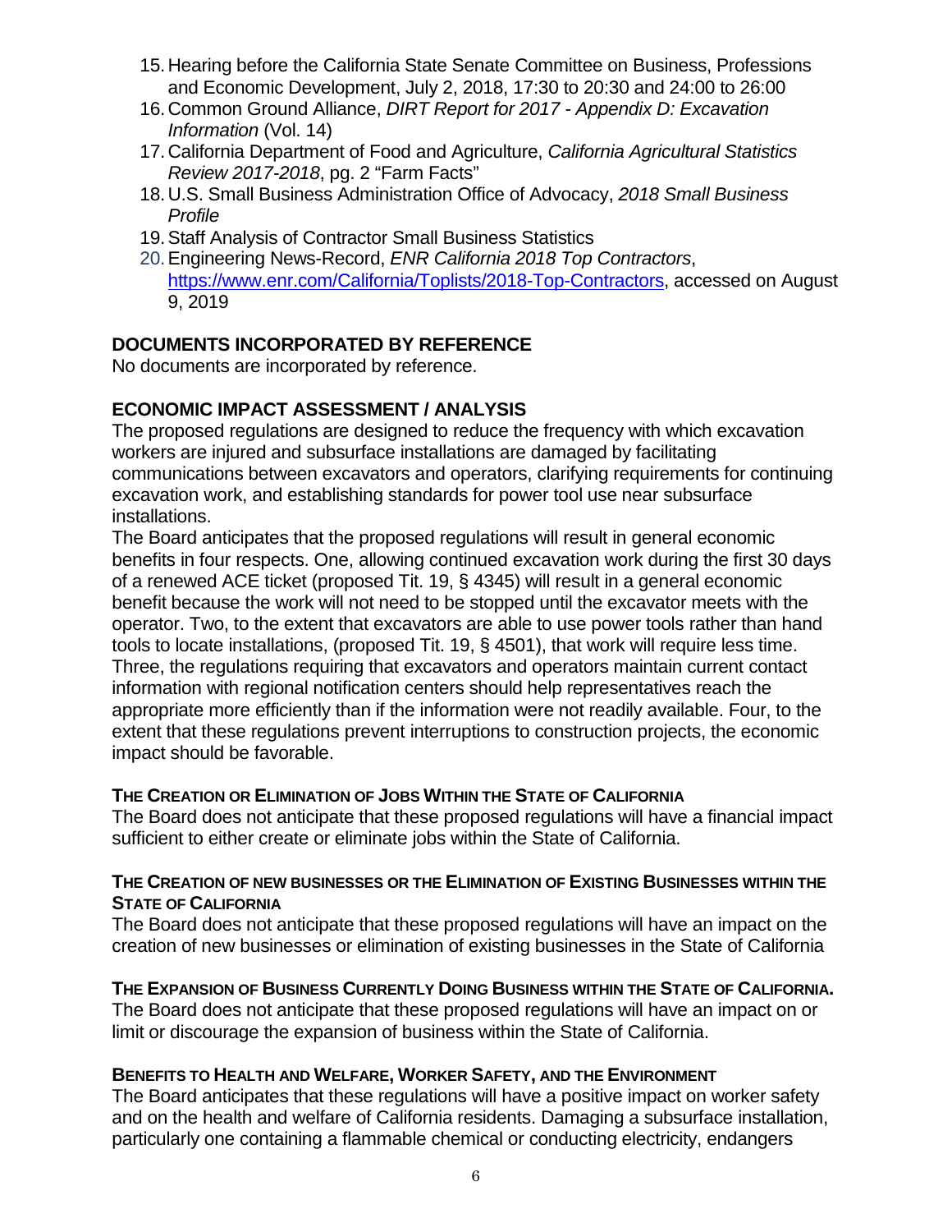15. Hearing before the California State Senate Committee on Business, Professions and Economic Development, July 2, 2018, 17:30 to 20:30 and 24:00 to 26:00
16. Common Ground Alliance, *DIRT Report for 2017 - Appendix D: Excavation Information* (Vol. 14)
17. California Department of Food and Agriculture, *California Agricultural Statistics Review 2017-2018*, pg. 2 "Farm Facts"
18. U.S. Small Business Administration Office of Advocacy, *2018 Small Business Profile*
19. Staff Analysis of Contractor Small Business Statistics
20. Engineering News-Record, *ENR California 2018 Top Contractors*, https://www.enr.com/California/Toplists/2018-Top-Contractors, accessed on August 9, 2019

## DOCUMENTS INCORPORATED BY REFERENCE

No documents are incorporated by reference.

## ECONOMIC IMPACT ASSESSMENT / ANALYSIS

The proposed regulations are designed to reduce the frequency with which excavation workers are injured and subsurface installations are damaged by facilitating communications between excavators and operators, clarifying requirements for continuing excavation work, and establishing standards for power tool use near subsurface installations.

The Board anticipates that the proposed regulations will result in general economic benefits in four respects. One, allowing continued excavation work during the first 30 days of a renewed ACE ticket (proposed Tit. 19, § 4345) will result in a general economic benefit because the work will not need to be stopped until the excavator meets with the operator. Two, to the extent that excavators are able to use power tools rather than hand tools to locate installations, (proposed Tit. 19, § 4501), that work will require less time. Three, the regulations requiring that excavators and operators maintain current contact information with regional notification centers should help representatives reach the appropriate more efficiently than if the information were not readily available. Four, to the extent that these regulations prevent interruptions to construction projects, the economic impact should be favorable.

### THE CREATION OR ELIMINATION OF JOBS WITHIN THE STATE OF CALIFORNIA

The Board does not anticipate that these proposed regulations will have a financial impact sufficient to either create or eliminate jobs within the State of California.

### THE CREATION OF NEW BUSINESSES OR THE ELIMINATION OF EXISTING BUSINESSES WITHIN THE STATE OF CALIFORNIA

The Board does not anticipate that these proposed regulations will have an impact on the creation of new businesses or elimination of existing businesses in the State of California

### THE EXPANSION OF BUSINESS CURRENTLY DOING BUSINESS WITHIN THE STATE OF CALIFORNIA.

The Board does not anticipate that these proposed regulations will have an impact on or limit or discourage the expansion of business within the State of California.

### BENEFITS TO HEALTH AND WELFARE, WORKER SAFETY, AND THE ENVIRONMENT

The Board anticipates that these regulations will have a positive impact on worker safety and on the health and welfare of California residents. Damaging a subsurface installation, particularly one containing a flammable chemical or conducting electricity, endangers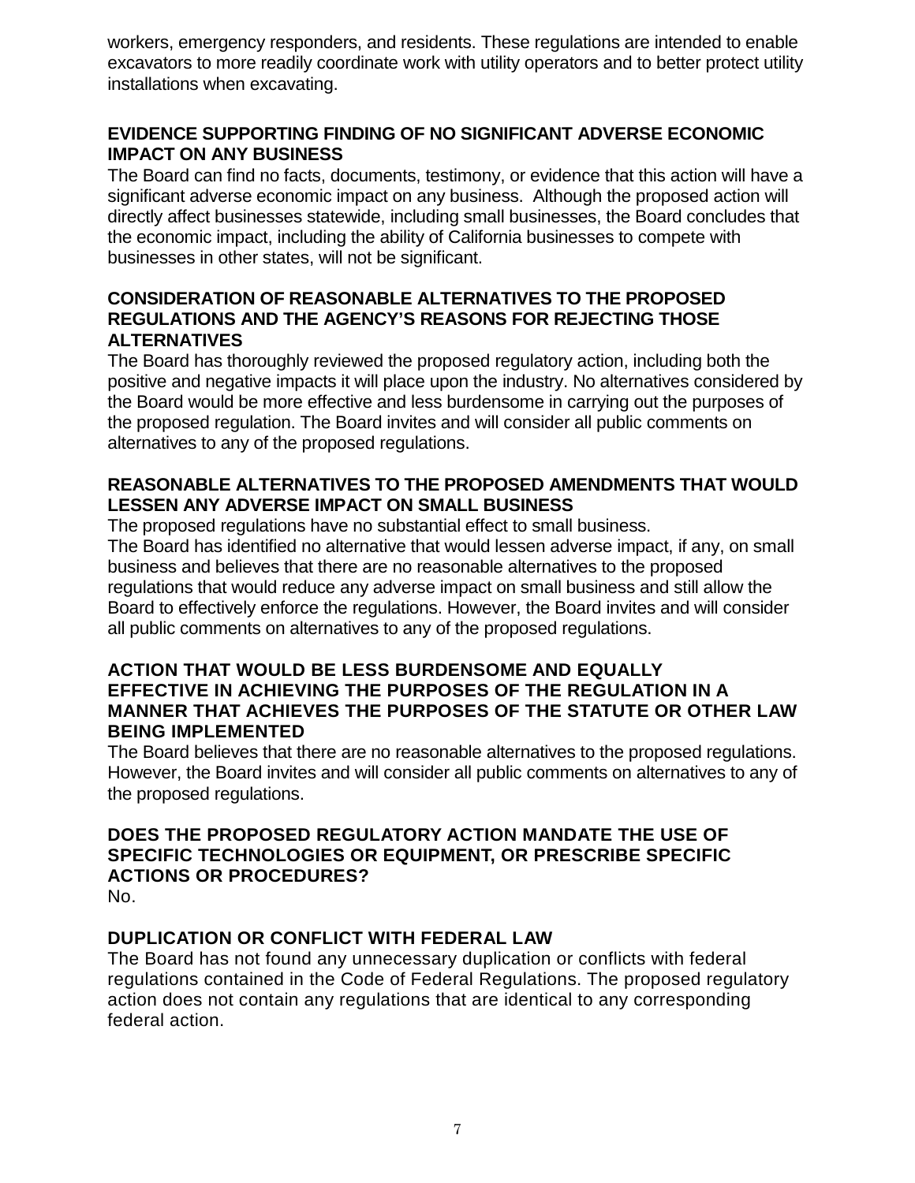workers, emergency responders, and residents. These regulations are intended to enable excavators to more readily coordinate work with utility operators and to better protect utility installations when excavating.

## EVIDENCE SUPPORTING FINDING OF NO SIGNIFICANT ADVERSE ECONOMIC IMPACT ON ANY BUSINESS

The Board can find no facts, documents, testimony, or evidence that this action will have a significant adverse economic impact on any business. Although the proposed action will directly affect businesses statewide, including small businesses, the Board concludes that the economic impact, including the ability of California businesses to compete with businesses in other states, will not be significant.

## CONSIDERATION OF REASONABLE ALTERNATIVES TO THE PROPOSED REGULATIONS AND THE AGENCY'S REASONS FOR REJECTING THOSE ALTERNATIVES

The Board has thoroughly reviewed the proposed regulatory action, including both the positive and negative impacts it will place upon the industry. No alternatives considered by the Board would be more effective and less burdensome in carrying out the purposes of the proposed regulation. The Board invites and will consider all public comments on alternatives to any of the proposed regulations.

## REASONABLE ALTERNATIVES TO THE PROPOSED AMENDMENTS THAT WOULD LESSEN ANY ADVERSE IMPACT ON SMALL BUSINESS

The proposed regulations have no substantial effect to small business.
The Board has identified no alternative that would lessen adverse impact, if any, on small business and believes that there are no reasonable alternatives to the proposed regulations that would reduce any adverse impact on small business and still allow the Board to effectively enforce the regulations. However, the Board invites and will consider all public comments on alternatives to any of the proposed regulations.

## ACTION THAT WOULD BE LESS BURDENSOME AND EQUALLY EFFECTIVE IN ACHIEVING THE PURPOSES OF THE REGULATION IN A MANNER THAT ACHIEVES THE PURPOSES OF THE STATUTE OR OTHER LAW BEING IMPLEMENTED

The Board believes that there are no reasonable alternatives to the proposed regulations. However, the Board invites and will consider all public comments on alternatives to any of the proposed regulations.

## DOES THE PROPOSED REGULATORY ACTION MANDATE THE USE OF SPECIFIC TECHNOLOGIES OR EQUIPMENT, OR PRESCRIBE SPECIFIC ACTIONS OR PROCEDURES?

No.

## DUPLICATION OR CONFLICT WITH FEDERAL LAW

The Board has not found any unnecessary duplication or conflicts with federal regulations contained in the Code of Federal Regulations. The proposed regulatory action does not contain any regulations that are identical to any corresponding federal action.